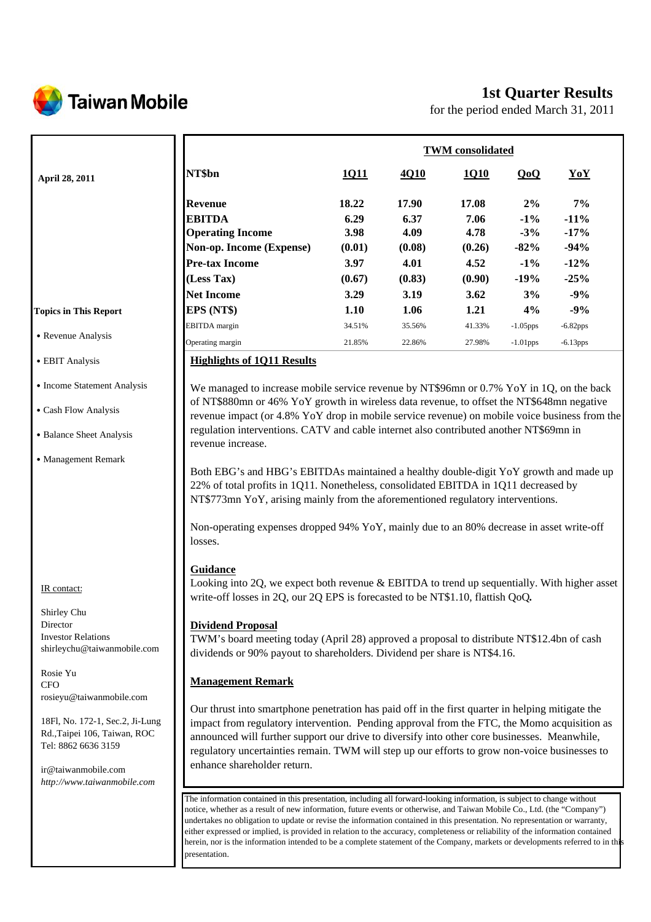# Taiwan Mobile

## 1st Quarter Results

for the period ended March 31, 2011

April 28, 2011

| NT$bn | 1Q11 | 4Q10 | 1Q10 | QoQ | YoY |
|---|---|---|---|---|---|
| | **TWM consolidated** | | | | |
| **Revenue** | **18.22** | **17.90** | **17.08** | **2%** | **7%** |
| **EBITDA** | **6.29** | **6.37** | **7.06** | **-1%** | **-11%** |
| **Operating Income** | **3.98** | **4.09** | **4.78** | **-3%** | **-17%** |
| **Non-op. Income (Expense)** | **(0.01)** | **(0.08)** | **(0.26)** | **-82%** | **-94%** |
| **Pre-tax Income** | **3.97** | **4.01** | **4.52** | **-1%** | **-12%** |
| **(Less Tax)** | **(0.67)** | **(0.83)** | **(0.90)** | **-19%** | **-25%** |
| **Net Income** | **3.29** | **3.19** | **3.62** | **3%** | **-9%** |
| **EPS (NT$)** | **1.10** | **1.06** | **1.21** | **4%** | **-9%** |
| EBITDA margin | 34.51% | 35.56% | 41.33% | -1.05pps | -6.82pps |
| Operating margin | 21.85% | 22.86% | 27.98% | -1.01pps | -6.13pps |

### Topics in This Report

- Revenue Analysis
- EBIT Analysis
- Income Statement Analysis
- Cash Flow Analysis
- Balance Sheet Analysis
- Management Remark

### Highlights of 1Q11 Results

We managed to increase mobile service revenue by NT$96mn or 0.7% YoY in 1Q, on the back of NT$880mn or 46% YoY growth in wireless data revenue, to offset the NT$648mn negative revenue impact (or 4.8% YoY drop in mobile service revenue) on mobile voice business from the regulation interventions. CATV and cable internet also contributed another NT$69mn in revenue increase.

Both EBG's and HBG's EBITDAs maintained a healthy double-digit YoY growth and made up 22% of total profits in 1Q11. Nonetheless, consolidated EBITDA in 1Q11 decreased by NT$773mn YoY, arising mainly from the aforementioned regulatory interventions.

Non-operating expenses dropped 94% YoY, mainly due to an 80% decrease in asset write-off losses.

### Guidance

Looking into 2Q, we expect both revenue & EBITDA to trend up sequentially. With higher asset write-off losses in 2Q, our 2Q EPS is forecasted to be NT$1.10, flattish QoQ**.**

### Dividend Proposal

TWM's board meeting today (April 28) approved a proposal to distribute NT$12.4bn of cash dividends or 90% payout to shareholders. Dividend per share is NT$4.16.

### Management Remark

Our thrust into smartphone penetration has paid off in the first quarter in helping mitigate the impact from regulatory intervention. Pending approval from the FTC, the Momo acquisition as announced will further support our drive to diversify into other core businesses. Meanwhile, regulatory uncertainties remain. TWM will step up our efforts to grow non-voice businesses to enhance shareholder return.

IR contact:

Shirley Chu
Director
Investor Relations
shirleychu@taiwanmobile.com

Rosie Yu
CFO
rosieyu@taiwanmobile.com

18Fl, No. 172-1, Sec.2, Ji-Lung Rd.,Taipei 106, Taiwan, ROC
Tel: 8862 6636 3159

ir@taiwanmobile.com
*http://www.taiwanmobile.com*

The information contained in this presentation, including all forward-looking information, is subject to change without notice, whether as a result of new information, future events or otherwise, and Taiwan Mobile Co., Ltd. (the "Company") undertakes no obligation to update or revise the information contained in this presentation. No representation or warranty, either expressed or implied, is provided in relation to the accuracy, completeness or reliability of the information contained herein, nor is the information intended to be a complete statement of the Company, markets or developments referred to in this presentation.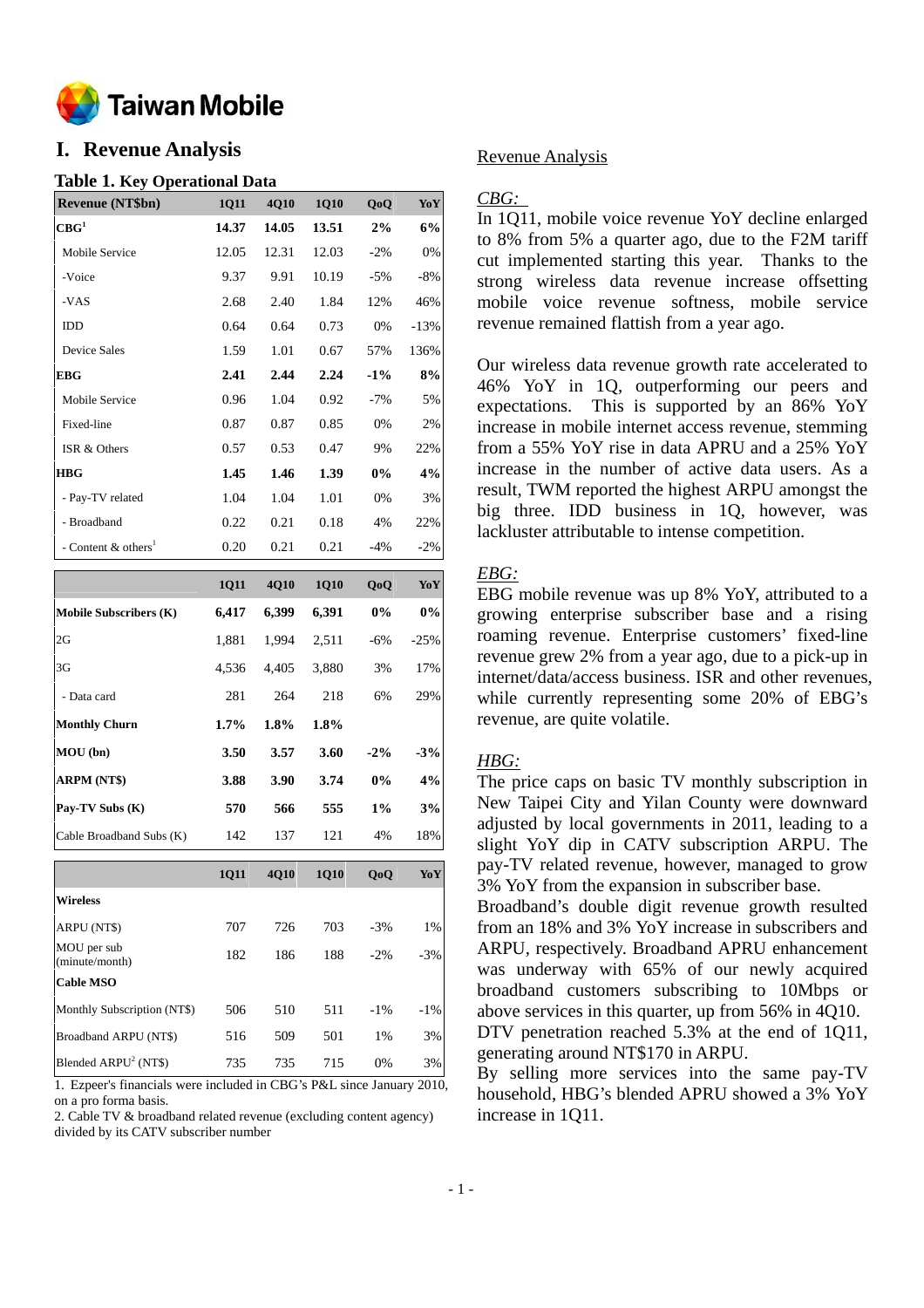# I. Revenue Analysis

### Table 1. Key Operational Data

| Revenue (NT$bn) | 1Q11 | 4Q10 | 1Q10 | QoQ | YoY |
|---|---|---|---|---|---|
| **CBG[1]** | **14.37** | **14.05** | **13.51** | **2%** | **6%** |
| Mobile Service | 12.05 | 12.31 | 12.03 | -2% | 0% |
| -Voice | 9.37 | 9.91 | 10.19 | -5% | -8% |
| -VAS | 2.68 | 2.40 | 1.84 | 12% | 46% |
| IDD | 0.64 | 0.64 | 0.73 | 0% | -13% |
| Device Sales | 1.59 | 1.01 | 0.67 | 57% | 136% |
| **EBG** | **2.41** | **2.44** | **2.24** | **-1%** | **8%** |
| Mobile Service | 0.96 | 1.04 | 0.92 | -7% | 5% |
| Fixed-line | 0.87 | 0.87 | 0.85 | 0% | 2% |
| ISR & Others | 0.57 | 0.53 | 0.47 | 9% | 22% |
| **HBG** | **1.45** | **1.46** | **1.39** | **0%** | **4%** |
| - Pay-TV related | 1.04 | 1.04 | 1.01 | 0% | 3% |
| - Broadband | 0.22 | 0.21 | 0.18 | 4% | 22% |
| - Content & others[1] | 0.20 | 0.21 | 0.21 | -4% | -2% |

| | 1Q11 | 4Q10 | 1Q10 | QoQ | YoY |
|---|---|---|---|---|---|
| **Mobile Subscribers (K)** | **6,417** | **6,399** | **6,391** | **0%** | **0%** |
| 2G | 1,881 | 1,994 | 2,511 | -6% | -25% |
| 3G | 4,536 | 4,405 | 3,880 | 3% | 17% |
| - Data card | 281 | 264 | 218 | 6% | 29% |
| **Monthly Churn** | **1.7%** | **1.8%** | **1.8%** | | |
| **MOU (bn)** | **3.50** | **3.57** | **3.60** | **-2%** | **-3%** |
| **ARPM (NT$)** | **3.88** | **3.90** | **3.74** | **0%** | **4%** |
| **Pay-TV Subs (K)** | **570** | **566** | **555** | **1%** | **3%** |
| Cable Broadband Subs (K) | 142 | 137 | 121 | 4% | 18% |

| | 1Q11 | 4Q10 | 1Q10 | QoQ | YoY |
|---|---|---|---|---|---|
| **Wireless** | | | | | |
| ARPU (NT$) | 707 | 726 | 703 | -3% | 1% |
| MOU per sub (minute/month) | 182 | 186 | 188 | -2% | -3% |
| **Cable MSO** | | | | | |
| Monthly Subscription (NT$) | 506 | 510 | 511 | -1% | -1% |
| Broadband ARPU (NT$) | 516 | 509 | 501 | 1% | 3% |
| Blended ARPU[2] (NT$) | 735 | 735 | 715 | 0% | 3% |

1. Ezpeer's financials were included in CBG's P&L since January 2010, on a pro forma basis.
2. Cable TV & broadband related revenue (excluding content agency) divided by its CATV subscriber number

Revenue Analysis

*CBG:*

In 1Q11, mobile voice revenue YoY decline enlarged to 8% from 5% a quarter ago, due to the F2M tariff cut implemented starting this year. Thanks to the strong wireless data revenue increase offsetting mobile voice revenue softness, mobile service revenue remained flattish from a year ago.

Our wireless data revenue growth rate accelerated to 46% YoY in 1Q, outperforming our peers and expectations. This is supported by an 86% YoY increase in mobile internet access revenue, stemming from a 55% YoY rise in data APRU and a 25% YoY increase in the number of active data users. As a result, TWM reported the highest ARPU amongst the big three. IDD business in 1Q, however, was lackluster attributable to intense competition.

*EBG:*

EBG mobile revenue was up 8% YoY, attributed to a growing enterprise subscriber base and a rising roaming revenue. Enterprise customers' fixed-line revenue grew 2% from a year ago, due to a pick-up in internet/data/access business. ISR and other revenues, while currently representing some 20% of EBG's revenue, are quite volatile.

*HBG:*

The price caps on basic TV monthly subscription in New Taipei City and Yilan County were downward adjusted by local governments in 2011, leading to a slight YoY dip in CATV subscription ARPU. The pay-TV related revenue, however, managed to grow 3% YoY from the expansion in subscriber base.

Broadband's double digit revenue growth resulted from an 18% and 3% YoY increase in subscribers and ARPU, respectively. Broadband APRU enhancement was underway with 65% of our newly acquired broadband customers subscribing to 10Mbps or above services in this quarter, up from 56% in 4Q10.

DTV penetration reached 5.3% at the end of 1Q11, generating around NT$170 in ARPU.

By selling more services into the same pay-TV household, HBG's blended APRU showed a 3% YoY increase in 1Q11.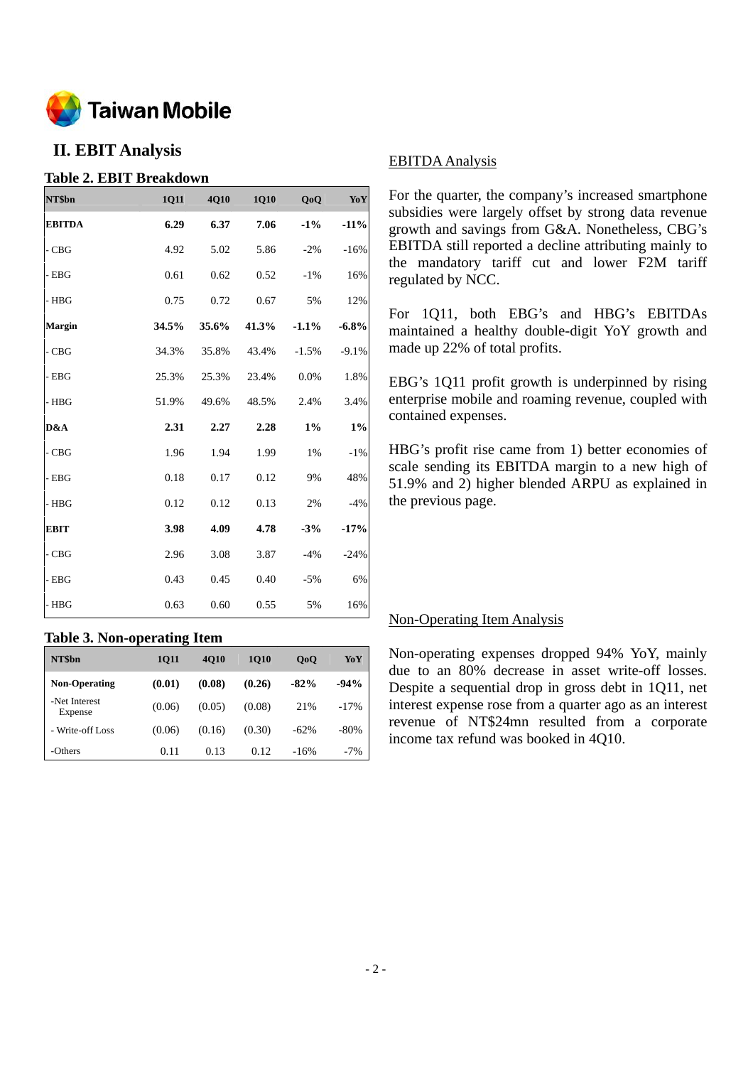Taiwan Mobile

## II. EBIT Analysis

### Table 2. EBIT Breakdown

| NT$bn | 1Q11 | 4Q10 | 1Q10 | QoQ | YoY |
|---|---|---|---|---|---|
| **EBITDA** | **6.29** | **6.37** | **7.06** | **-1%** | **-11%** |
| - CBG | 4.92 | 5.02 | 5.86 | -2% | -16% |
| - EBG | 0.61 | 0.62 | 0.52 | -1% | 16% |
| - HBG | 0.75 | 0.72 | 0.67 | 5% | 12% |
| **Margin** | **34.5%** | **35.6%** | **41.3%** | **-1.1%** | **-6.8%** |
| - CBG | 34.3% | 35.8% | 43.4% | -1.5% | -9.1% |
| - EBG | 25.3% | 25.3% | 23.4% | 0.0% | 1.8% |
| - HBG | 51.9% | 49.6% | 48.5% | 2.4% | 3.4% |
| **D&A** | **2.31** | **2.27** | **2.28** | **1%** | **1%** |
| - CBG | 1.96 | 1.94 | 1.99 | 1% | -1% |
| - EBG | 0.18 | 0.17 | 0.12 | 9% | 48% |
| - HBG | 0.12 | 0.12 | 0.13 | 2% | -4% |
| **EBIT** | **3.98** | **4.09** | **4.78** | **-3%** | **-17%** |
| - CBG | 2.96 | 3.08 | 3.87 | -4% | -24% |
| - EBG | 0.43 | 0.45 | 0.40 | -5% | 6% |
| - HBG | 0.63 | 0.60 | 0.55 | 5% | 16% |

### Table 3. Non-operating Item

| NT$bn | 1Q11 | 4Q10 | 1Q10 | QoQ | YoY |
|---|---|---|---|---|---|
| **Non-Operating** | **(0.01)** | **(0.08)** | **(0.26)** | **-82%** | **-94%** |
| -Net Interest Expense | (0.06) | (0.05) | (0.08) | 21% | -17% |
| - Write-off Loss | (0.06) | (0.16) | (0.30) | -62% | -80% |
| -Others | 0.11 | 0.13 | 0.12 | -16% | -7% |

EBITDA Analysis

For the quarter, the company's increased smartphone subsidies were largely offset by strong data revenue growth and savings from G&A. Nonetheless, CBG's EBITDA still reported a decline attributing mainly to the mandatory tariff cut and lower F2M tariff regulated by NCC.

For 1Q11, both EBG's and HBG's EBITDAs maintained a healthy double-digit YoY growth and made up 22% of total profits.

EBG's 1Q11 profit growth is underpinned by rising enterprise mobile and roaming revenue, coupled with contained expenses.

HBG's profit rise came from 1) better economies of scale sending its EBITDA margin to a new high of 51.9% and 2) higher blended ARPU as explained in the previous page.

Non-Operating Item Analysis

Non-operating expenses dropped 94% YoY, mainly due to an 80% decrease in asset write-off losses. Despite a sequential drop in gross debt in 1Q11, net interest expense rose from a quarter ago as an interest revenue of NT$24mn resulted from a corporate income tax refund was booked in 4Q10.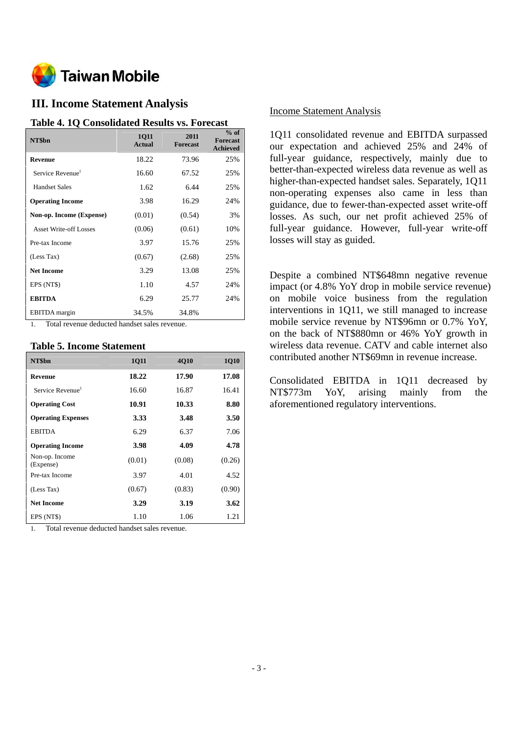## III. Income Statement Analysis

### Table 4. 1Q Consolidated Results vs. Forecast

| NT$bn | 1Q11 Actual | 2011 Forecast | % of Forecast Achieved |
|---|---|---|---|
| **Revenue** | 18.22 | 73.96 | 25% |
| Service Revenue[1] | 16.60 | 67.52 | 25% |
| Handset Sales | 1.62 | 6.44 | 25% |
| **Operating Income** | 3.98 | 16.29 | 24% |
| **Non-op. Income (Expense)** | (0.01) | (0.54) | 3% |
| Asset Write-off Losses | (0.06) | (0.61) | 10% |
| Pre-tax Income | 3.97 | 15.76 | 25% |
| (Less Tax) | (0.67) | (2.68) | 25% |
| **Net Income** | 3.29 | 13.08 | 25% |
| EPS (NT$) | 1.10 | 4.57 | 24% |
| **EBITDA** | 6.29 | 25.77 | 24% |
| EBITDA margin | 34.5% | 34.8% | |

1. Total revenue deducted handset sales revenue.

### Table 5. Income Statement

| NT$bn | 1Q11 | 4Q10 | 1Q10 |
|---|---|---|---|
| **Revenue** | **18.22** | **17.90** | **17.08** |
| Service Revenue[1] | 16.60 | 16.87 | 16.41 |
| **Operating Cost** | **10.91** | **10.33** | **8.80** |
| **Operating Expenses** | **3.33** | **3.48** | **3.50** |
| EBITDA | 6.29 | 6.37 | 7.06 |
| **Operating Income** | **3.98** | **4.09** | **4.78** |
| Non-op. Income (Expense) | (0.01) | (0.08) | (0.26) |
| Pre-tax Income | 3.97 | 4.01 | 4.52 |
| (Less Tax) | (0.67) | (0.83) | (0.90) |
| **Net Income** | **3.29** | **3.19** | **3.62** |
| EPS (NT$) | 1.10 | 1.06 | 1.21 |

1. Total revenue deducted handset sales revenue.

### Income Statement Analysis

1Q11 consolidated revenue and EBITDA surpassed our expectation and achieved 25% and 24% of full-year guidance, respectively, mainly due to better-than-expected wireless data revenue as well as higher-than-expected handset sales. Separately, 1Q11 non-operating expenses also came in less than guidance, due to fewer-than-expected asset write-off losses. As such, our net profit achieved 25% of full-year guidance. However, full-year write-off losses will stay as guided.

Despite a combined NT$648mn negative revenue impact (or 4.8% YoY drop in mobile service revenue) on mobile voice business from the regulation interventions in 1Q11, we still managed to increase mobile service revenue by NT$96mn or 0.7% YoY, on the back of NT$880mn or 46% YoY growth in wireless data revenue. CATV and cable internet also contributed another NT$69mn in revenue increase.

Consolidated EBITDA in 1Q11 decreased by NT$773m YoY, arising mainly from the aforementioned regulatory interventions.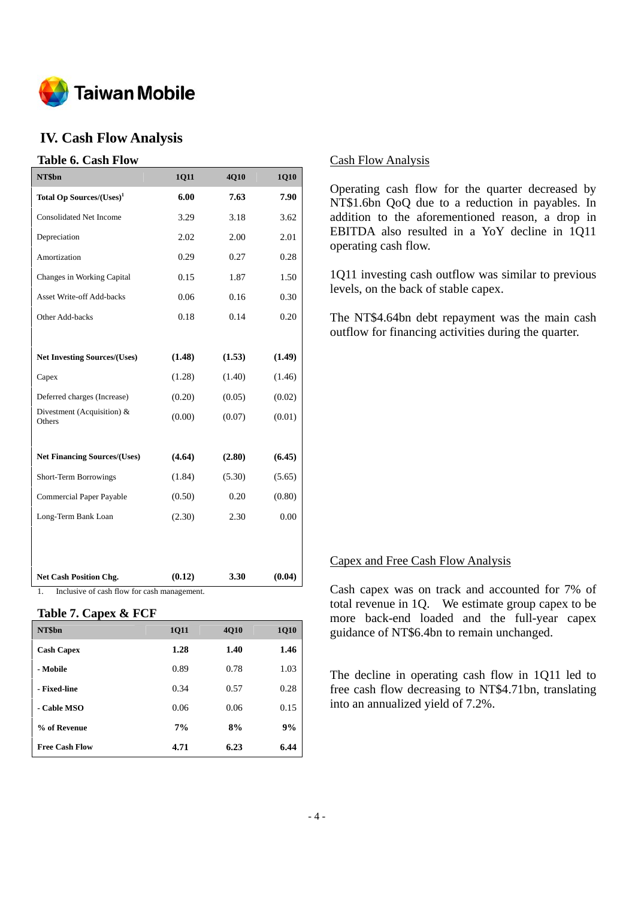Taiwan Mobile

## IV. Cash Flow Analysis

### Table 6. Cash Flow

| NT$bn | 1Q11 | 4Q10 | 1Q10 |
|---|---|---|---|
| **Total Op Sources/(Uses)[1]** | **6.00** | **7.63** | **7.90** |
| Consolidated Net Income | 3.29 | 3.18 | 3.62 |
| Depreciation | 2.02 | 2.00 | 2.01 |
| Amortization | 0.29 | 0.27 | 0.28 |
| Changes in Working Capital | 0.15 | 1.87 | 1.50 |
| Asset Write-off Add-backs | 0.06 | 0.16 | 0.30 |
| Other Add-backs | 0.18 | 0.14 | 0.20 |
| | | | |
| **Net Investing Sources/(Uses)** | **(1.48)** | **(1.53)** | **(1.49)** |
| Capex | (1.28) | (1.40) | (1.46) |
| Deferred charges (Increase) | (0.20) | (0.05) | (0.02) |
| Divestment (Acquisition) & Others | (0.00) | (0.07) | (0.01) |
| | | | |
| **Net Financing Sources/(Uses)** | **(4.64)** | **(2.80)** | **(6.45)** |
| Short-Term Borrowings | (1.84) | (5.30) | (5.65) |
| Commercial Paper Payable | (0.50) | 0.20 | (0.80) |
| Long-Term Bank Loan | (2.30) | 2.30 | 0.00 |
| | | | |
| **Net Cash Position Chg.** | **(0.12)** | **3.30** | **(0.04)** |

1. Inclusive of cash flow for cash management.

### Table 7. Capex & FCF

| NT$bn | 1Q11 | 4Q10 | 1Q10 |
|---|---|---|---|
| **Cash Capex** | **1.28** | **1.40** | **1.46** |
| **- Mobile** | 0.89 | 0.78 | 1.03 |
| **- Fixed-line** | 0.34 | 0.57 | 0.28 |
| **- Cable MSO** | 0.06 | 0.06 | 0.15 |
| **% of Revenue** | **7%** | **8%** | **9%** |
| **Free Cash Flow** | **4.71** | **6.23** | **6.44** |

<u>Cash Flow Analysis</u>

Operating cash flow for the quarter decreased by NT$1.6bn QoQ due to a reduction in payables. In addition to the aforementioned reason, a drop in EBITDA also resulted in a YoY decline in 1Q11 operating cash flow.

1Q11 investing cash outflow was similar to previous levels, on the back of stable capex.

The NT$4.64bn debt repayment was the main cash outflow for financing activities during the quarter.

<u>Capex and Free Cash Flow Analysis</u>

Cash capex was on track and accounted for 7% of total revenue in 1Q. We estimate group capex to be more back-end loaded and the full-year capex guidance of NT$6.4bn to remain unchanged.

The decline in operating cash flow in 1Q11 led to free cash flow decreasing to NT$4.71bn, translating into an annualized yield of 7.2%.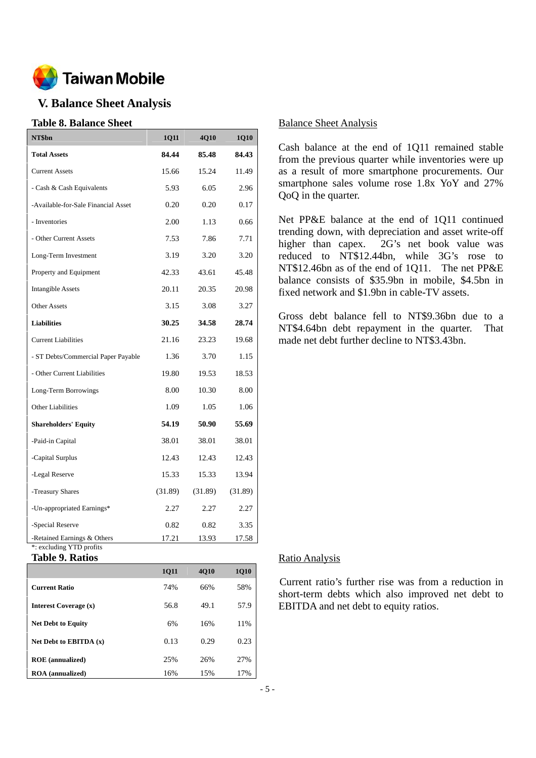Taiwan Mobile

# V. Balance Sheet Analysis

### Table 8. Balance Sheet

| NT$bn | 1Q11 | 4Q10 | 1Q10 |
|---|---|---|---|
| **Total Assets** | **84.44** | **85.48** | **84.43** |
| Current Assets | 15.66 | 15.24 | 11.49 |
| - Cash & Cash Equivalents | 5.93 | 6.05 | 2.96 |
| -Available-for-Sale Financial Asset | 0.20 | 0.20 | 0.17 |
| - Inventories | 2.00 | 1.13 | 0.66 |
| - Other Current Assets | 7.53 | 7.86 | 7.71 |
| Long-Term Investment | 3.19 | 3.20 | 3.20 |
| Property and Equipment | 42.33 | 43.61 | 45.48 |
| Intangible Assets | 20.11 | 20.35 | 20.98 |
| Other Assets | 3.15 | 3.08 | 3.27 |
| **Liabilities** | **30.25** | **34.58** | **28.74** |
| Current Liabilities | 21.16 | 23.23 | 19.68 |
| - ST Debts/Commercial Paper Payable | 1.36 | 3.70 | 1.15 |
| - Other Current Liabilities | 19.80 | 19.53 | 18.53 |
| Long-Term Borrowings | 8.00 | 10.30 | 8.00 |
| Other Liabilities | 1.09 | 1.05 | 1.06 |
| **Shareholders' Equity** | **54.19** | **50.90** | **55.69** |
| -Paid-in Capital | 38.01 | 38.01 | 38.01 |
| -Capital Surplus | 12.43 | 12.43 | 12.43 |
| -Legal Reserve | 15.33 | 15.33 | 13.94 |
| -Treasury Shares | (31.89) | (31.89) | (31.89) |
| -Un-appropriated Earnings* | 2.27 | 2.27 | 2.27 |
| -Special Reserve | 0.82 | 0.82 | 3.35 |
| -Retained Earnings & Others | 17.21 | 13.93 | 17.58 |

*: excluding YTD profits

### Balance Sheet Analysis

Cash balance at the end of 1Q11 remained stable from the previous quarter while inventories were up as a result of more smartphone procurements. Our smartphone sales volume rose 1.8x YoY and 27% QoQ in the quarter.

Net PP&E balance at the end of 1Q11 continued trending down, with depreciation and asset write-off higher than capex. 2G's net book value was reduced to NT$12.44bn, while 3G's rose to NT$12.46bn as of the end of 1Q11. The net PP&E balance consists of $35.9bn in mobile, $4.5bn in fixed network and $1.9bn in cable-TV assets.

Gross debt balance fell to NT$9.36bn due to a NT$4.64bn debt repayment in the quarter. That made net debt further decline to NT$3.43bn.

### Table 9. Ratios

| | 1Q11 | 4Q10 | 1Q10 |
|---|---|---|---|
| **Current Ratio** | 74% | 66% | 58% |
| **Interest Coverage (x)** | 56.8 | 49.1 | 57.9 |
| **Net Debt to Equity** | 6% | 16% | 11% |
| **Net Debt to EBITDA (x)** | 0.13 | 0.29 | 0.23 |
| **ROE (annualized)** | 25% | 26% | 27% |
| **ROA (annualized)** | 16% | 15% | 17% |

### Ratio Analysis

Current ratio's further rise was from a reduction in short-term debts which also improved net debt to EBITDA and net debt to equity ratios.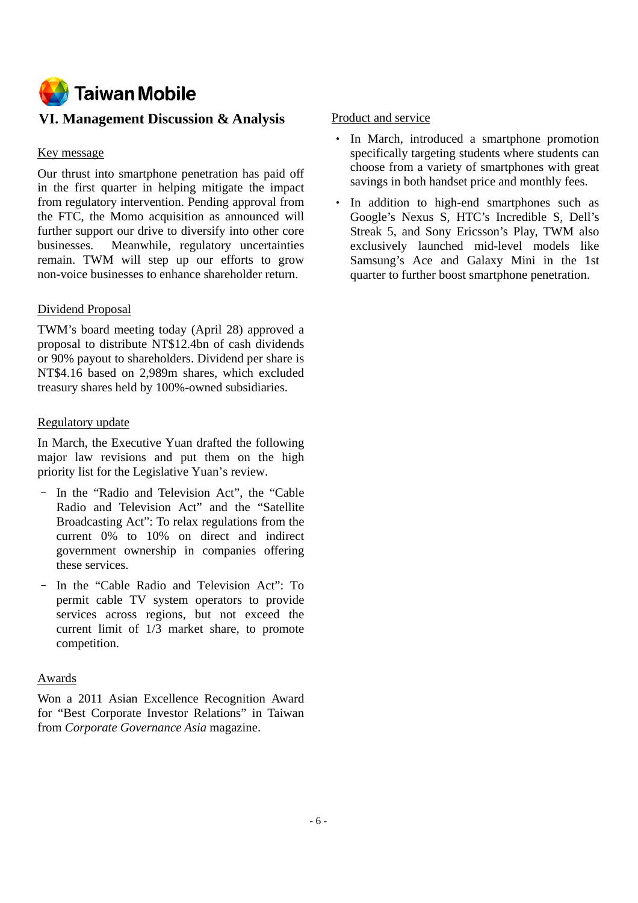Taiwan Mobile

## VI. Management Discussion & Analysis

### Key message

Our thrust into smartphone penetration has paid off in the first quarter in helping mitigate the impact from regulatory intervention. Pending approval from the FTC, the Momo acquisition as announced will further support our drive to diversify into other core businesses. Meanwhile, regulatory uncertainties remain. TWM will step up our efforts to grow non-voice businesses to enhance shareholder return.

### Dividend Proposal

TWM's board meeting today (April 28) approved a proposal to distribute NT$12.4bn of cash dividends or 90% payout to shareholders. Dividend per share is NT$4.16 based on 2,989m shares, which excluded treasury shares held by 100%-owned subsidiaries.

### Regulatory update

In March, the Executive Yuan drafted the following major law revisions and put them on the high priority list for the Legislative Yuan's review.

- In the "Radio and Television Act", the "Cable Radio and Television Act" and the "Satellite Broadcasting Act": To relax regulations from the current 0% to 10% on direct and indirect government ownership in companies offering these services.
- In the "Cable Radio and Television Act": To permit cable TV system operators to provide services across regions, but not exceed the current limit of 1/3 market share, to promote competition.

### Awards

Won a 2011 Asian Excellence Recognition Award for "Best Corporate Investor Relations" in Taiwan from *Corporate Governance Asia* magazine.

### Product and service

- In March, introduced a smartphone promotion specifically targeting students where students can choose from a variety of smartphones with great savings in both handset price and monthly fees.
- In addition to high-end smartphones such as Google's Nexus S, HTC's Incredible S, Dell's Streak 5, and Sony Ericsson's Play, TWM also exclusively launched mid-level models like Samsung's Ace and Galaxy Mini in the 1st quarter to further boost smartphone penetration.